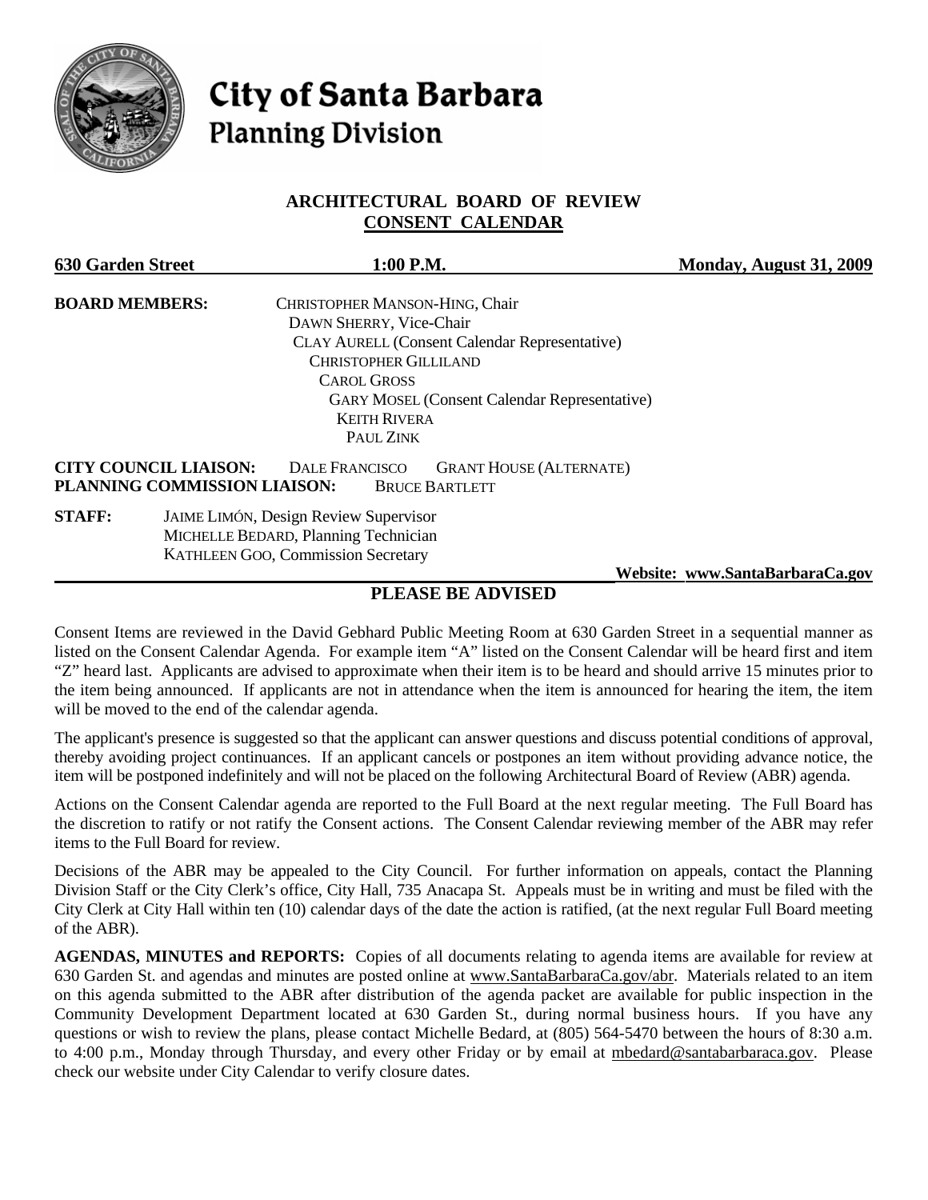# City of Santa Barbara
## Planning Division

### ARCHITECTURAL BOARD OF REVIEW
### CONSENT CALENDAR

**630 Garden Street** **1:00 P.M.** **Monday, August 31, 2009**

**BOARD MEMBERS:**
CHRISTOPHER MANSON-HING, Chair
DAWN SHERRY, Vice-Chair
CLAY AURELL (Consent Calendar Representative)
CHRISTOPHER GILLILAND
CAROL GROSS
GARY MOSEL (Consent Calendar Representative)
KEITH RIVERA
PAUL ZINK

**CITY COUNCIL LIAISON:** DALE FRANCISCO GRANT HOUSE (ALTERNATE)
**PLANNING COMMISSION LIAISON:** BRUCE BARTLETT

**STAFF:**
JAIME LIMÓN, Design Review Supervisor
MICHELLE BEDARD, Planning Technician
KATHLEEN GOO, Commission Secretary

**Website: www.SantaBarbaraCa.gov**

## PLEASE BE ADVISED

Consent Items are reviewed in the David Gebhard Public Meeting Room at 630 Garden Street in a sequential manner as listed on the Consent Calendar Agenda. For example item "A" listed on the Consent Calendar will be heard first and item "Z" heard last. Applicants are advised to approximate when their item is to be heard and should arrive 15 minutes prior to the item being announced. If applicants are not in attendance when the item is announced for hearing the item, the item will be moved to the end of the calendar agenda.

The applicant's presence is suggested so that the applicant can answer questions and discuss potential conditions of approval, thereby avoiding project continuances. If an applicant cancels or postpones an item without providing advance notice, the item will be postponed indefinitely and will not be placed on the following Architectural Board of Review (ABR) agenda.

Actions on the Consent Calendar agenda are reported to the Full Board at the next regular meeting. The Full Board has the discretion to ratify or not ratify the Consent actions. The Consent Calendar reviewing member of the ABR may refer items to the Full Board for review.

Decisions of the ABR may be appealed to the City Council. For further information on appeals, contact the Planning Division Staff or the City Clerk's office, City Hall, 735 Anacapa St. Appeals must be in writing and must be filed with the City Clerk at City Hall within ten (10) calendar days of the date the action is ratified, (at the next regular Full Board meeting of the ABR).

**AGENDAS, MINUTES and REPORTS:** Copies of all documents relating to agenda items are available for review at 630 Garden St. and agendas and minutes are posted online at www.SantaBarbaraCa.gov/abr. Materials related to an item on this agenda submitted to the ABR after distribution of the agenda packet are available for public inspection in the Community Development Department located at 630 Garden St., during normal business hours. If you have any questions or wish to review the plans, please contact Michelle Bedard, at (805) 564-5470 between the hours of 8:30 a.m. to 4:00 p.m., Monday through Thursday, and every other Friday or by email at mbedard@santabarbaraca.gov. Please check our website under City Calendar to verify closure dates.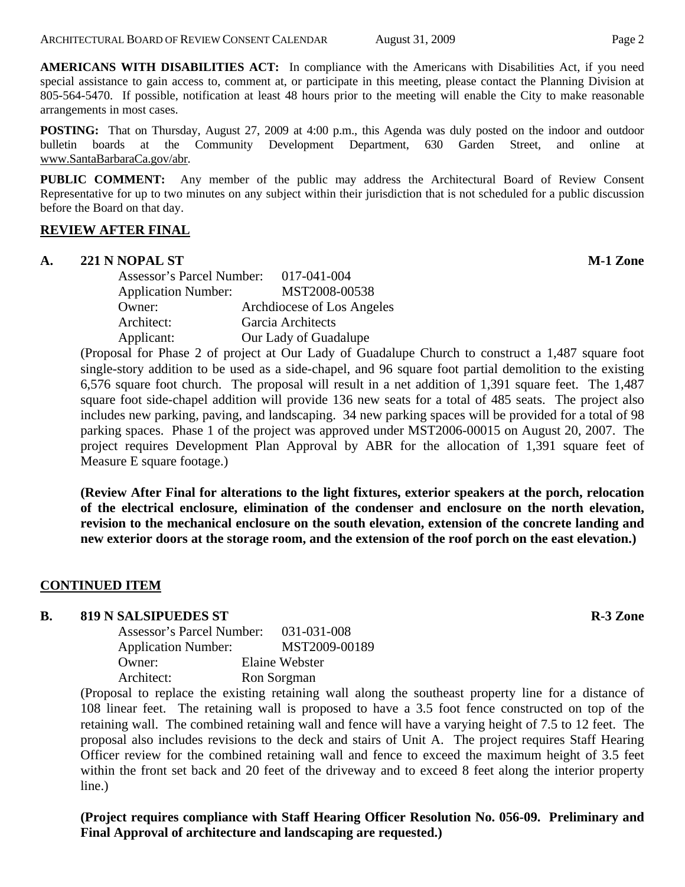**AMERICANS WITH DISABILITIES ACT:** In compliance with the Americans with Disabilities Act, if you need special assistance to gain access to, comment at, or participate in this meeting, please contact the Planning Division at 805-564-5470. If possible, notification at least 48 hours prior to the meeting will enable the City to make reasonable arrangements in most cases.

**POSTING:** That on Thursday, August 27, 2009 at 4:00 p.m., this Agenda was duly posted on the indoor and outdoor bulletin boards at the Community Development Department, 630 Garden Street, and online at www.SantaBarbaraCa.gov/abr.

**PUBLIC COMMENT:** Any member of the public may address the Architectural Board of Review Consent Representative for up to two minutes on any subject within their jurisdiction that is not scheduled for a public discussion before the Board on that day.

## REVIEW AFTER FINAL

### A. 221 N NOPAL ST — M-1 Zone

Assessor's Parcel Number: 017-041-004
Application Number: MST2008-00538
Owner: Archdiocese of Los Angeles
Architect: Garcia Architects
Applicant: Our Lady of Guadalupe

(Proposal for Phase 2 of project at Our Lady of Guadalupe Church to construct a 1,487 square foot single-story addition to be used as a side-chapel, and 96 square foot partial demolition to the existing 6,576 square foot church. The proposal will result in a net addition of 1,391 square feet. The 1,487 square foot side-chapel addition will provide 136 new seats for a total of 485 seats. The project also includes new parking, paving, and landscaping. 34 new parking spaces will be provided for a total of 98 parking spaces. Phase 1 of the project was approved under MST2006-00015 on August 20, 2007. The project requires Development Plan Approval by ABR for the allocation of 1,391 square feet of Measure E square footage.)

**(Review After Final for alterations to the light fixtures, exterior speakers at the porch, relocation of the electrical enclosure, elimination of the condenser and enclosure on the north elevation, revision to the mechanical enclosure on the south elevation, extension of the concrete landing and new exterior doors at the storage room, and the extension of the roof porch on the east elevation.)**

## CONTINUED ITEM

### B. 819 N SALSIPUEDES ST — R-3 Zone

Assessor's Parcel Number: 031-031-008
Application Number: MST2009-00189
Owner: Elaine Webster
Architect: Ron Sorgman

(Proposal to replace the existing retaining wall along the southeast property line for a distance of 108 linear feet. The retaining wall is proposed to have a 3.5 foot fence constructed on top of the retaining wall. The combined retaining wall and fence will have a varying height of 7.5 to 12 feet. The proposal also includes revisions to the deck and stairs of Unit A. The project requires Staff Hearing Officer review for the combined retaining wall and fence to exceed the maximum height of 3.5 feet within the front set back and 20 feet of the driveway and to exceed 8 feet along the interior property line.)

**(Project requires compliance with Staff Hearing Officer Resolution No. 056-09. Preliminary and Final Approval of architecture and landscaping are requested.)**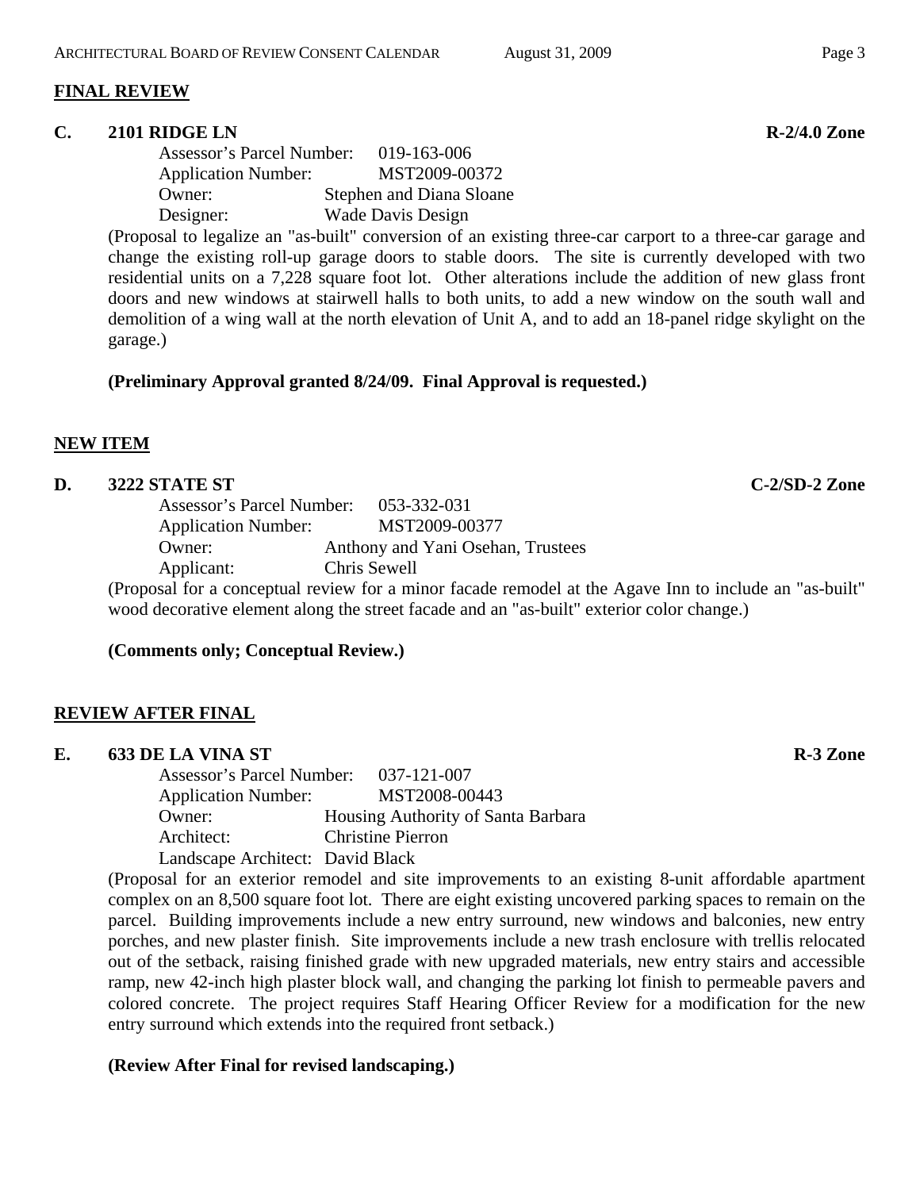## FINAL REVIEW

### C. 2101 RIDGE LN — R-2/4.0 Zone

Assessor's Parcel Number: 019-163-006
Application Number: MST2009-00372
Owner: Stephen and Diana Sloane
Designer: Wade Davis Design

(Proposal to legalize an "as-built" conversion of an existing three-car carport to a three-car garage and change the existing roll-up garage doors to stable doors. The site is currently developed with two residential units on a 7,228 square foot lot. Other alterations include the addition of new glass front doors and new windows at stairwell halls to both units, to add a new window on the south wall and demolition of a wing wall at the north elevation of Unit A, and to add an 18-panel ridge skylight on the garage.)

**(Preliminary Approval granted 8/24/09. Final Approval is requested.)**

## NEW ITEM

### D. 3222 STATE ST — C-2/SD-2 Zone

Assessor's Parcel Number: 053-332-031
Application Number: MST2009-00377
Owner: Anthony and Yani Osehan, Trustees
Applicant: Chris Sewell

(Proposal for a conceptual review for a minor facade remodel at the Agave Inn to include an "as-built" wood decorative element along the street facade and an "as-built" exterior color change.)

**(Comments only; Conceptual Review.)**

## REVIEW AFTER FINAL

### E. 633 DE LA VINA ST — R-3 Zone

Assessor's Parcel Number: 037-121-007
Application Number: MST2008-00443
Owner: Housing Authority of Santa Barbara
Architect: Christine Pierron
Landscape Architect: David Black

(Proposal for an exterior remodel and site improvements to an existing 8-unit affordable apartment complex on an 8,500 square foot lot. There are eight existing uncovered parking spaces to remain on the parcel. Building improvements include a new entry surround, new windows and balconies, new entry porches, and new plaster finish. Site improvements include a new trash enclosure with trellis relocated out of the setback, raising finished grade with new upgraded materials, new entry stairs and accessible ramp, new 42-inch high plaster block wall, and changing the parking lot finish to permeable pavers and colored concrete. The project requires Staff Hearing Officer Review for a modification for the new entry surround which extends into the required front setback.)

**(Review After Final for revised landscaping.)**